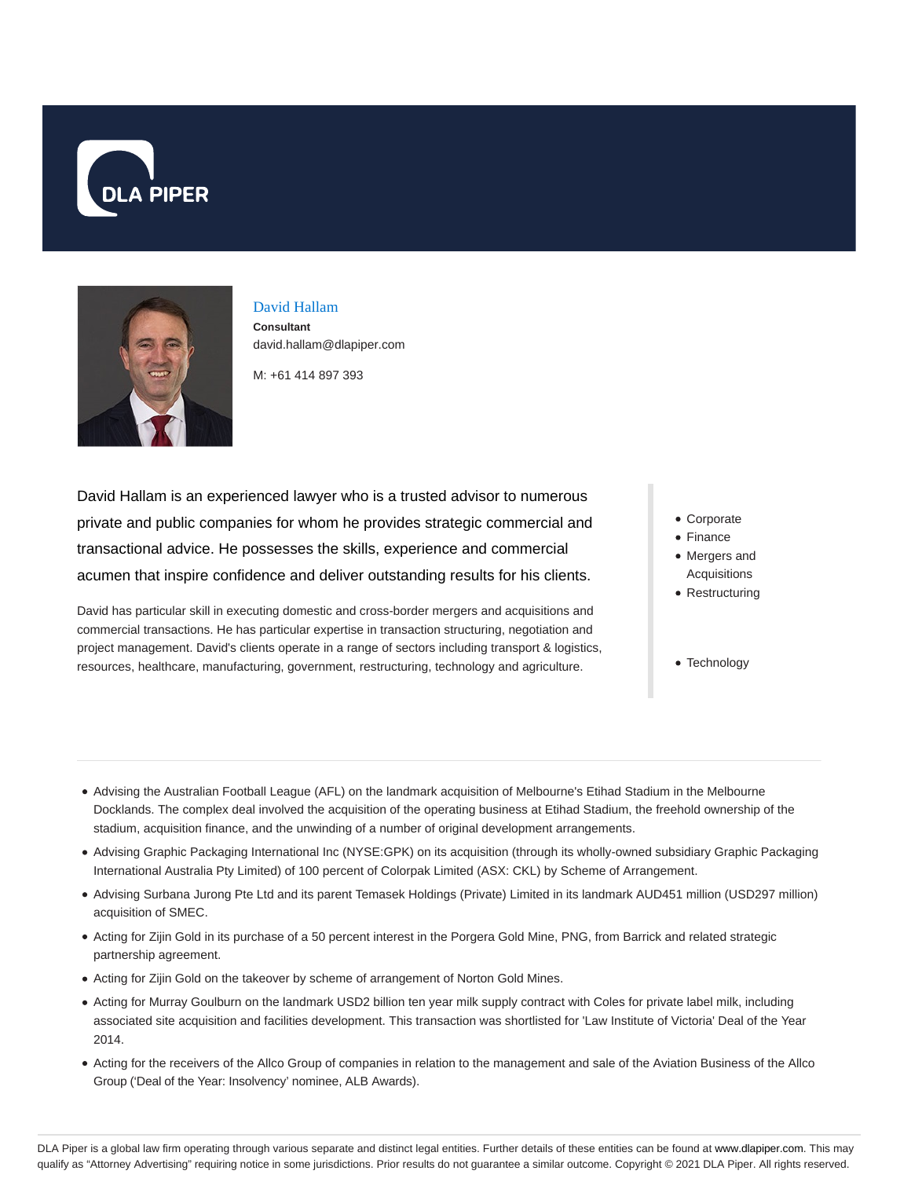DLA PIPER

## David Hallam

**Consultant**

david.hallam@dlapiper.com

M: +61 414 897 393

David Hallam is an experienced lawyer who is a trusted advisor to numerous private and public companies for whom he provides strategic commercial and transactional advice. He possesses the skills, experience and commercial acumen that inspire confidence and deliver outstanding results for his clients.

David has particular skill in executing domestic and cross-border mergers and acquisitions and commercial transactions. He has particular expertise in transaction structuring, negotiation and project management. David's clients operate in a range of sectors including transport & logistics, resources, healthcare, manufacturing, government, restructuring, technology and agriculture.

- Corporate
- Finance
- Mergers and Acquisitions
- Restructuring

- Technology

---

- Advising the Australian Football League (AFL) on the landmark acquisition of Melbourne's Etihad Stadium in the Melbourne Docklands. The complex deal involved the acquisition of the operating business at Etihad Stadium, the freehold ownership of the stadium, acquisition finance, and the unwinding of a number of original development arrangements.
- Advising Graphic Packaging International Inc (NYSE:GPK) on its acquisition (through its wholly-owned subsidiary Graphic Packaging International Australia Pty Limited) of 100 percent of Colorpak Limited (ASX: CKL) by Scheme of Arrangement.
- Advising Surbana Jurong Pte Ltd and its parent Temasek Holdings (Private) Limited in its landmark AUD451 million (USD297 million) acquisition of SMEC.
- Acting for Zijin Gold in its purchase of a 50 percent interest in the Porgera Gold Mine, PNG, from Barrick and related strategic partnership agreement.
- Acting for Zijin Gold on the takeover by scheme of arrangement of Norton Gold Mines.
- Acting for Murray Goulburn on the landmark USD2 billion ten year milk supply contract with Coles for private label milk, including associated site acquisition and facilities development. This transaction was shortlisted for 'Law Institute of Victoria' Deal of the Year 2014.
- Acting for the receivers of the Allco Group of companies in relation to the management and sale of the Aviation Business of the Allco Group ('Deal of the Year: Insolvency' nominee, ALB Awards).

DLA Piper is a global law firm operating through various separate and distinct legal entities. Further details of these entities can be found at www.dlapiper.com. This may qualify as "Attorney Advertising" requiring notice in some jurisdictions. Prior results do not guarantee a similar outcome. Copyright © 2021 DLA Piper. All rights reserved.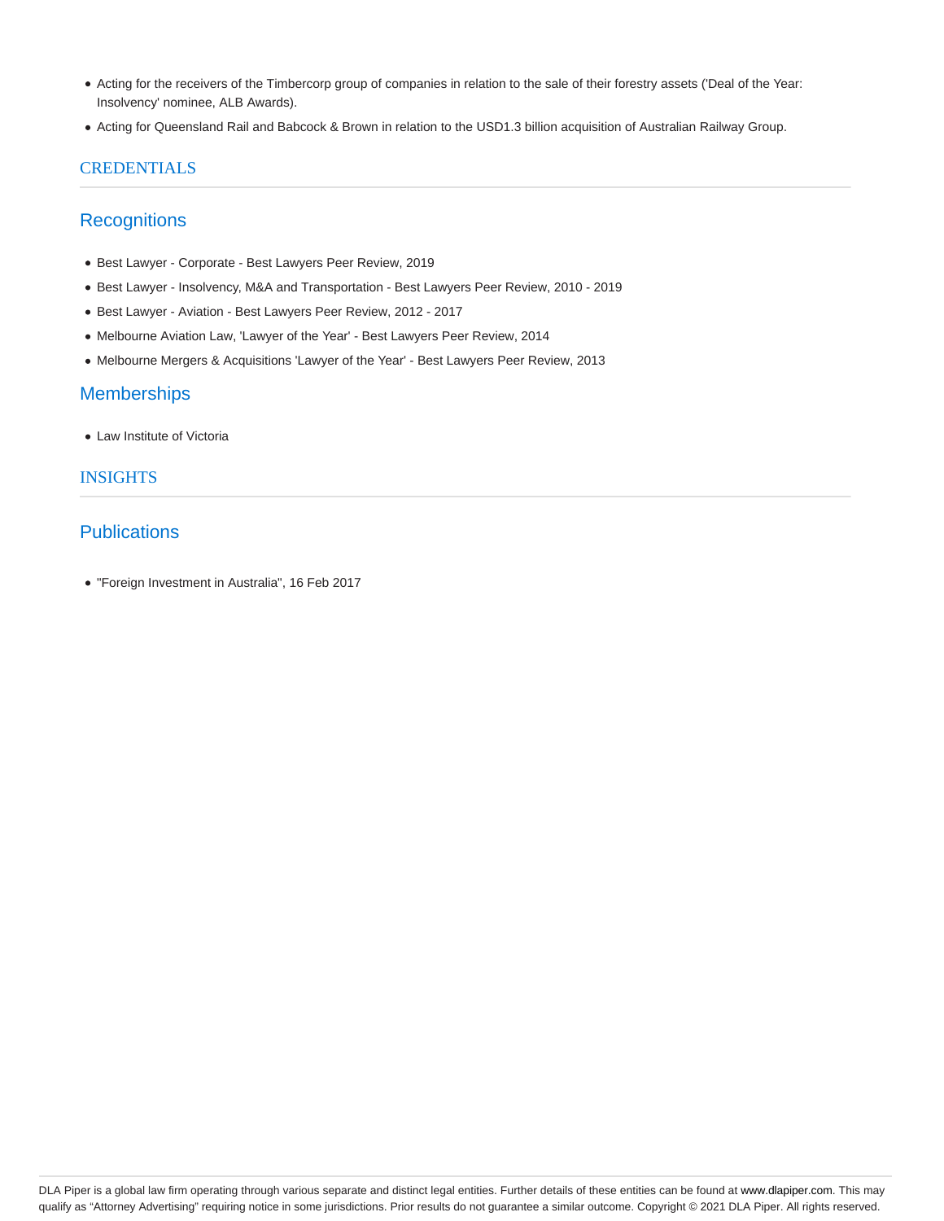- Acting for the receivers of the Timbercorp group of companies in relation to the sale of their forestry assets ('Deal of the Year: Insolvency' nominee, ALB Awards).
- Acting for Queensland Rail and Babcock & Brown in relation to the USD1.3 billion acquisition of Australian Railway Group.

## CREDENTIALS

### Recognitions

- Best Lawyer - Corporate - Best Lawyers Peer Review, 2019
- Best Lawyer - Insolvency, M&A and Transportation - Best Lawyers Peer Review, 2010 - 2019
- Best Lawyer - Aviation - Best Lawyers Peer Review, 2012 - 2017
- Melbourne Aviation Law, 'Lawyer of the Year' - Best Lawyers Peer Review, 2014
- Melbourne Mergers & Acquisitions 'Lawyer of the Year' - Best Lawyers Peer Review, 2013

### Memberships

- Law Institute of Victoria

## INSIGHTS

### Publications

- "Foreign Investment in Australia", 16 Feb 2017

DLA Piper is a global law firm operating through various separate and distinct legal entities. Further details of these entities can be found at www.dlapiper.com. This may qualify as "Attorney Advertising" requiring notice in some jurisdictions. Prior results do not guarantee a similar outcome. Copyright © 2021 DLA Piper. All rights reserved.